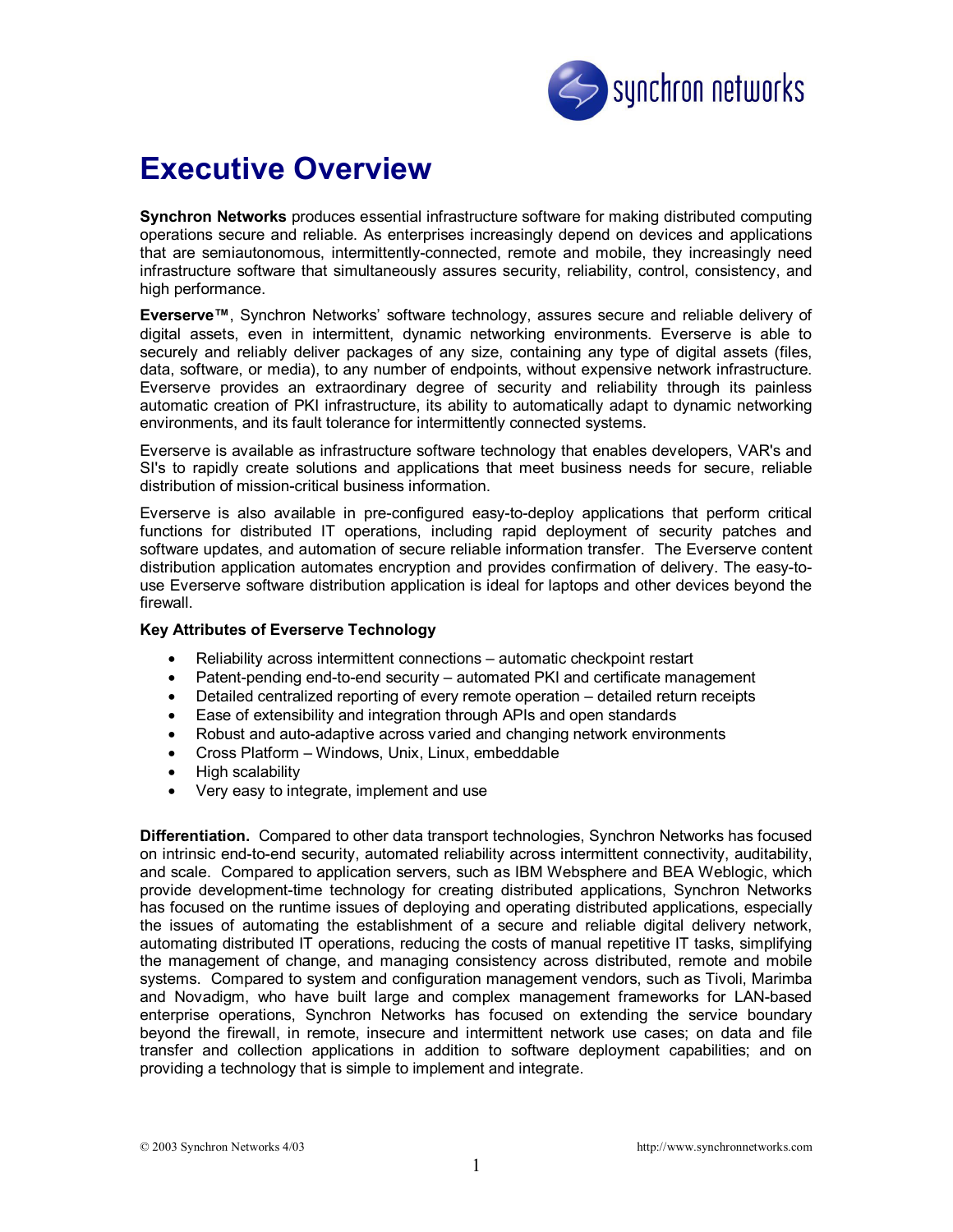# Executive Overview

**Synchron Networks** produces essential infrastructure software for making distributed computing operations secure and reliable. As enterprises increasingly depend on devices and applications that are semiautonomous, intermittently-connected, remote and mobile, they increasingly need infrastructure software that simultaneously assures security, reliability, control, consistency, and high performance.

**Everserve™**, Synchron Networks' software technology, assures secure and reliable delivery of digital assets, even in intermittent, dynamic networking environments. Everserve is able to securely and reliably deliver packages of any size, containing any type of digital assets (files, data, software, or media), to any number of endpoints, without expensive network infrastructure. Everserve provides an extraordinary degree of security and reliability through its painless automatic creation of PKI infrastructure, its ability to automatically adapt to dynamic networking environments, and its fault tolerance for intermittently connected systems.

Everserve is available as infrastructure software technology that enables developers, VAR's and SI's to rapidly create solutions and applications that meet business needs for secure, reliable distribution of mission-critical business information.

Everserve is also available in pre-configured easy-to-deploy applications that perform critical functions for distributed IT operations, including rapid deployment of security patches and software updates, and automation of secure reliable information transfer. The Everserve content distribution application automates encryption and provides confirmation of delivery. The easy-to-use Everserve software distribution application is ideal for laptops and other devices beyond the firewall.

**Key Attributes of Everserve Technology**

- Reliability across intermittent connections – automatic checkpoint restart
- Patent-pending end-to-end security – automated PKI and certificate management
- Detailed centralized reporting of every remote operation – detailed return receipts
- Ease of extensibility and integration through APIs and open standards
- Robust and auto-adaptive across varied and changing network environments
- Cross Platform – Windows, Unix, Linux, embeddable
- High scalability
- Very easy to integrate, implement and use

**Differentiation.** Compared to other data transport technologies, Synchron Networks has focused on intrinsic end-to-end security, automated reliability across intermittent connectivity, auditability, and scale. Compared to application servers, such as IBM Websphere and BEA Weblogic, which provide development-time technology for creating distributed applications, Synchron Networks has focused on the runtime issues of deploying and operating distributed applications, especially the issues of automating the establishment of a secure and reliable digital delivery network, automating distributed IT operations, reducing the costs of manual repetitive IT tasks, simplifying the management of change, and managing consistency across distributed, remote and mobile systems. Compared to system and configuration management vendors, such as Tivoli, Marimba and Novadigm, who have built large and complex management frameworks for LAN-based enterprise operations, Synchron Networks has focused on extending the service boundary beyond the firewall, in remote, insecure and intermittent network use cases; on data and file transfer and collection applications in addition to software deployment capabilities; and on providing a technology that is simple to implement and integrate.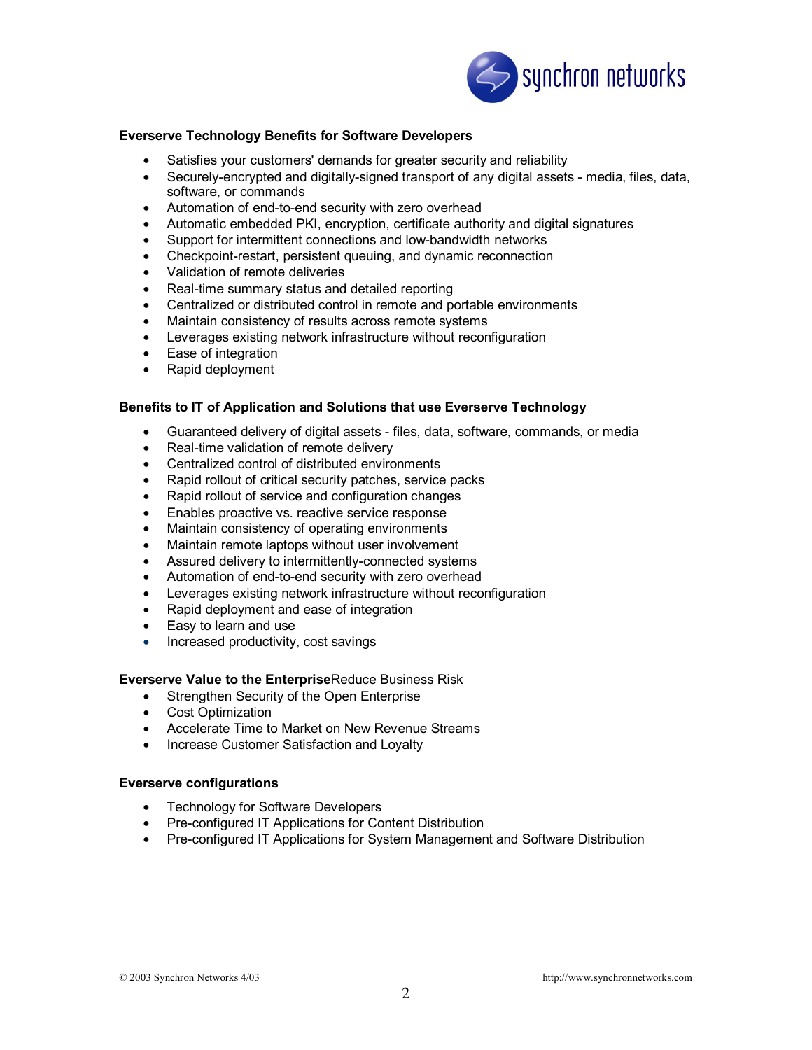**Everserve Technology Benefits for Software Developers**

- Satisfies your customers' demands for greater security and reliability
- Securely-encrypted and digitally-signed transport of any digital assets - media, files, data, software, or commands
- Automation of end-to-end security with zero overhead
- Automatic embedded PKI, encryption, certificate authority and digital signatures
- Support for intermittent connections and low-bandwidth networks
- Checkpoint-restart, persistent queuing, and dynamic reconnection
- Validation of remote deliveries
- Real-time summary status and detailed reporting
- Centralized or distributed control in remote and portable environments
- Maintain consistency of results across remote systems
- Leverages existing network infrastructure without reconfiguration
- Ease of integration
- Rapid deployment

**Benefits to IT of Application and Solutions that use Everserve Technology**

- Guaranteed delivery of digital assets - files, data, software, commands, or media
- Real-time validation of remote delivery
- Centralized control of distributed environments
- Rapid rollout of critical security patches, service packs
- Rapid rollout of service and configuration changes
- Enables proactive vs. reactive service response
- Maintain consistency of operating environments
- Maintain remote laptops without user involvement
- Assured delivery to intermittently-connected systems
- Automation of end-to-end security with zero overhead
- Leverages existing network infrastructure without reconfiguration
- Rapid deployment and ease of integration
- Easy to learn and use
- Increased productivity, cost savings

**Everserve Value to the Enterprise**Reduce Business Risk

- Strengthen Security of the Open Enterprise
- Cost Optimization
- Accelerate Time to Market on New Revenue Streams
- Increase Customer Satisfaction and Loyalty

**Everserve configurations**

- Technology for Software Developers
- Pre-configured IT Applications for Content Distribution
- Pre-configured IT Applications for System Management and Software Distribution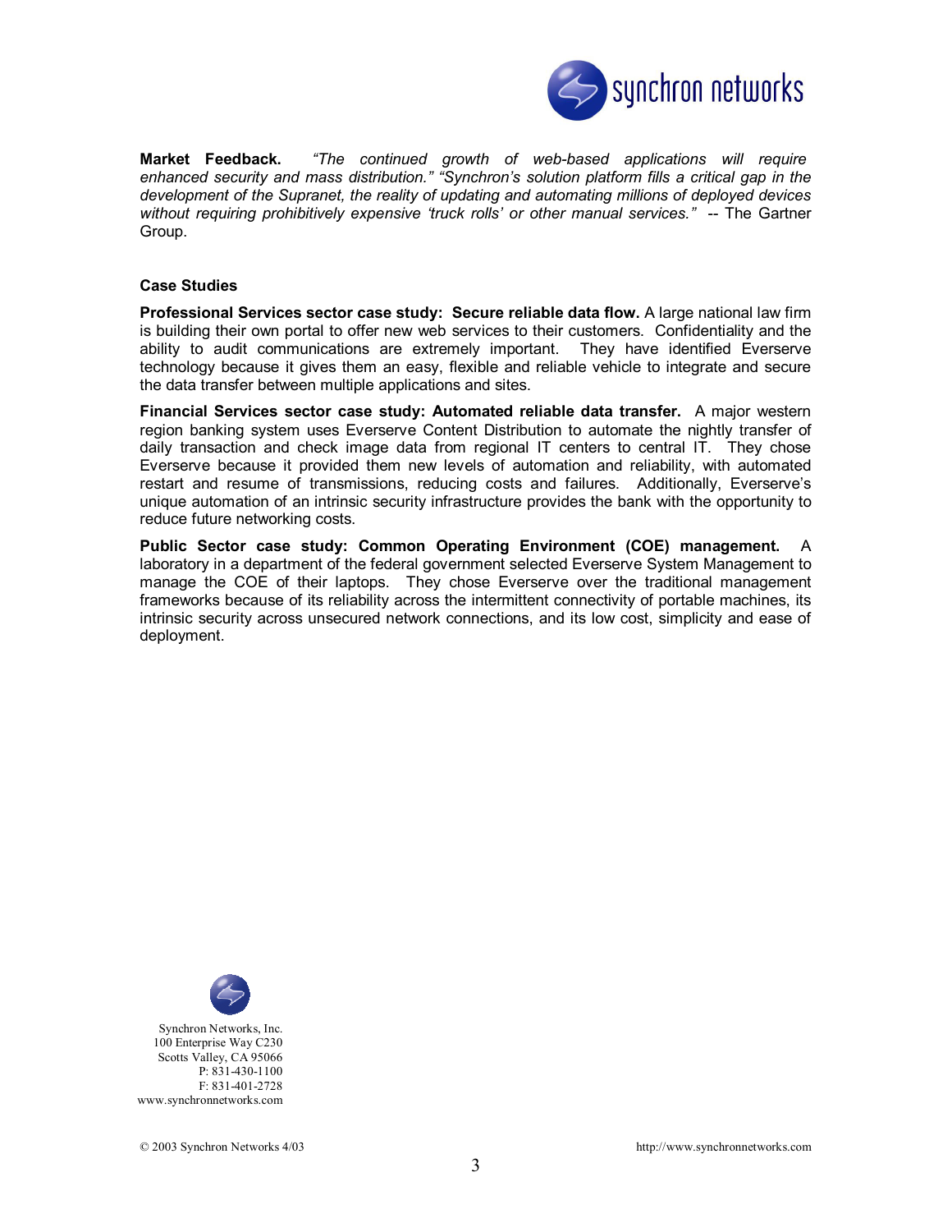**Market Feedback.** *"The continued growth of web-based applications will require enhanced security and mass distribution." "Synchron's solution platform fills a critical gap in the development of the Supranet, the reality of updating and automating millions of deployed devices without requiring prohibitively expensive 'truck rolls' or other manual services."* -- The Gartner Group.

**Case Studies**

**Professional Services sector case study: Secure reliable data flow.** A large national law firm is building their own portal to offer new web services to their customers. Confidentiality and the ability to audit communications are extremely important. They have identified Everserve technology because it gives them an easy, flexible and reliable vehicle to integrate and secure the data transfer between multiple applications and sites.

**Financial Services sector case study: Automated reliable data transfer.** A major western region banking system uses Everserve Content Distribution to automate the nightly transfer of daily transaction and check image data from regional IT centers to central IT. They chose Everserve because it provided them new levels of automation and reliability, with automated restart and resume of transmissions, reducing costs and failures. Additionally, Everserve's unique automation of an intrinsic security infrastructure provides the bank with the opportunity to reduce future networking costs.

**Public Sector case study: Common Operating Environment (COE) management.** A laboratory in a department of the federal government selected Everserve System Management to manage the COE of their laptops. They chose Everserve over the traditional management frameworks because of its reliability across the intermittent connectivity of portable machines, its intrinsic security across unsecured network connections, and its low cost, simplicity and ease of deployment.

Synchron Networks, Inc.
100 Enterprise Way C230
Scotts Valley, CA 95066
P: 831-430-1100
F: 831-401-2728
www.synchronnetworks.com

© 2003 Synchron Networks 4/03

http://www.synchronnetworks.com